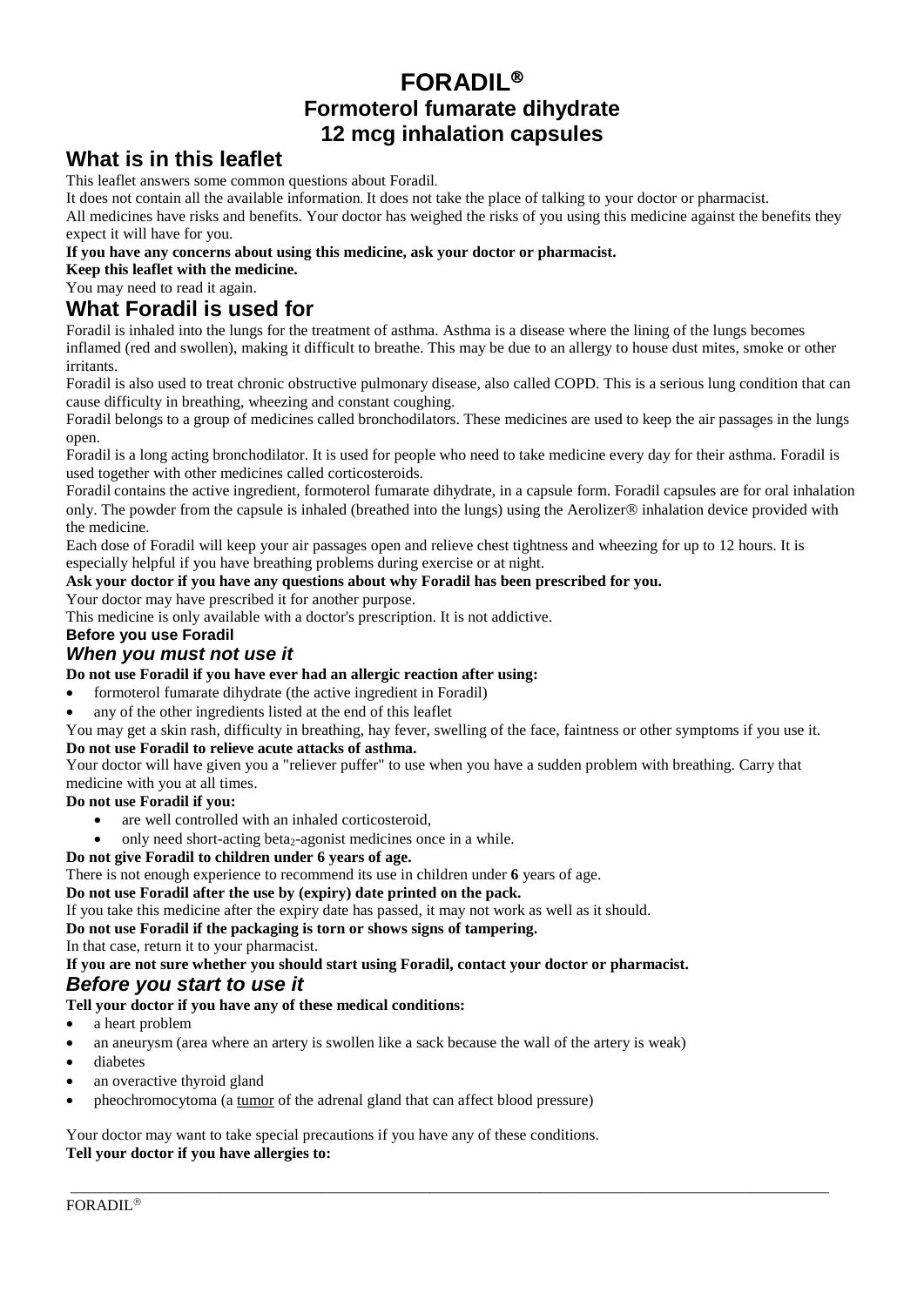# FORADIL®

## Formoterol fumarate dihydrate

## 12 mcg inhalation capsules

## What is in this leaflet

This leaflet answers some common questions about Foradil.

It does not contain all the available information. It does not take the place of talking to your doctor or pharmacist.

All medicines have risks and benefits. Your doctor has weighed the risks of you using this medicine against the benefits they expect it will have for you.

**If you have any concerns about using this medicine, ask your doctor or pharmacist.**

**Keep this leaflet with the medicine.**

You may need to read it again.

## What Foradil is used for

Foradil is inhaled into the lungs for the treatment of asthma. Asthma is a disease where the lining of the lungs becomes inflamed (red and swollen), making it difficult to breathe. This may be due to an allergy to house dust mites, smoke or other irritants.

Foradil is also used to treat chronic obstructive pulmonary disease, also called COPD. This is a serious lung condition that can cause difficulty in breathing, wheezing and constant coughing.

Foradil belongs to a group of medicines called bronchodilators. These medicines are used to keep the air passages in the lungs open.

Foradil is a long acting bronchodilator. It is used for people who need to take medicine every day for their asthma. Foradil is used together with other medicines called corticosteroids.

Foradil contains the active ingredient, formoterol fumarate dihydrate, in a capsule form. Foradil capsules are for oral inhalation only. The powder from the capsule is inhaled (breathed into the lungs) using the Aerolizer® inhalation device provided with the medicine.

Each dose of Foradil will keep your air passages open and relieve chest tightness and wheezing for up to 12 hours. It is especially helpful if you have breathing problems during exercise or at night.

**Ask your doctor if you have any questions about why Foradil has been prescribed for you.**

Your doctor may have prescribed it for another purpose.

This medicine is only available with a doctor's prescription. It is not addictive.

**Before you use Foradil**

### *When you must not use it*

**Do not use Foradil if you have ever had an allergic reaction after using:**

- formoterol fumarate dihydrate (the active ingredient in Foradil)
- any of the other ingredients listed at the end of this leaflet

You may get a skin rash, difficulty in breathing, hay fever, swelling of the face, faintness or other symptoms if you use it.

**Do not use Foradil to relieve acute attacks of asthma.**

Your doctor will have given you a "reliever puffer" to use when you have a sudden problem with breathing. Carry that medicine with you at all times.

**Do not use Foradil if you:**

- are well controlled with an inhaled corticosteroid,
- only need short-acting $beta_2$-agonist medicines once in a while.

**Do not give Foradil to children under 6 years of age.**

There is not enough experience to recommend its use in children under **6** years of age.

**Do not use Foradil after the use by (expiry) date printed on the pack.**

If you take this medicine after the expiry date has passed, it may not work as well as it should.

**Do not use Foradil if the packaging is torn or shows signs of tampering.**

In that case, return it to your pharmacist.

**If you are not sure whether you should start using Foradil, contact your doctor or pharmacist.**

### *Before you start to use it*

**Tell your doctor if you have any of these medical conditions:**

- a heart problem
- an aneurysm (area where an artery is swollen like a sack because the wall of the artery is weak)
- diabetes
- an overactive thyroid gland
- pheochromocytoma (a tumor of the adrenal gland that can affect blood pressure)

Your doctor may want to take special precautions if you have any of these conditions.

**Tell your doctor if you have allergies to:**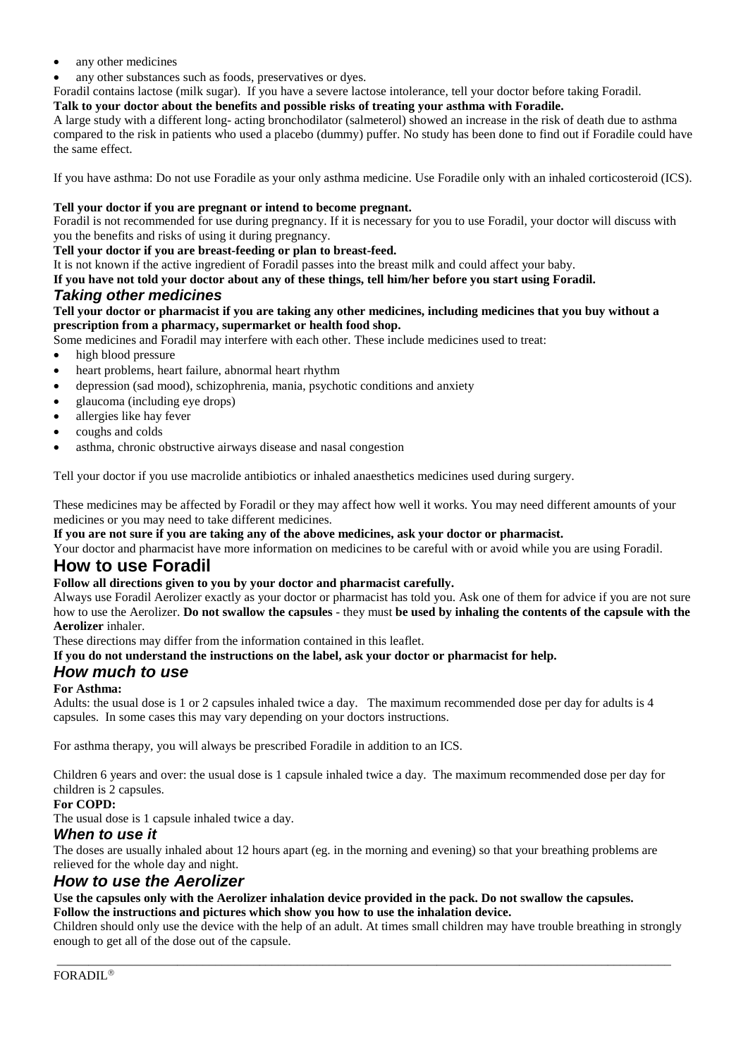- any other medicines
- any other substances such as foods, preservatives or dyes.

Foradil contains lactose (milk sugar). If you have a severe lactose intolerance, tell your doctor before taking Foradil.

**Talk to your doctor about the benefits and possible risks of treating your asthma with Foradile.**

A large study with a different long- acting bronchodilator (salmeterol) showed an increase in the risk of death due to asthma compared to the risk in patients who used a placebo (dummy) puffer. No study has been done to find out if Foradile could have the same effect.

If you have asthma: Do not use Foradile as your only asthma medicine. Use Foradile only with an inhaled corticosteroid (ICS).

**Tell your doctor if you are pregnant or intend to become pregnant.**

Foradil is not recommended for use during pregnancy. If it is necessary for you to use Foradil, your doctor will discuss with you the benefits and risks of using it during pregnancy.

**Tell your doctor if you are breast-feeding or plan to breast-feed.**

It is not known if the active ingredient of Foradil passes into the breast milk and could affect your baby.

**If you have not told your doctor about any of these things, tell him/her before you start using Foradil.**

### *Taking other medicines*

**Tell your doctor or pharmacist if you are taking any other medicines, including medicines that you buy without a prescription from a pharmacy, supermarket or health food shop.**

Some medicines and Foradil may interfere with each other. These include medicines used to treat:

- high blood pressure
- heart problems, heart failure, abnormal heart rhythm
- depression (sad mood), schizophrenia, mania, psychotic conditions and anxiety
- glaucoma (including eye drops)
- allergies like hay fever
- coughs and colds
- asthma, chronic obstructive airways disease and nasal congestion

Tell your doctor if you use macrolide antibiotics or inhaled anaesthetics medicines used during surgery.

These medicines may be affected by Foradil or they may affect how well it works. You may need different amounts of your medicines or you may need to take different medicines.

**If you are not sure if you are taking any of the above medicines, ask your doctor or pharmacist.**

Your doctor and pharmacist have more information on medicines to be careful with or avoid while you are using Foradil.

## How to use Foradil

**Follow all directions given to you by your doctor and pharmacist carefully.**

Always use Foradil Aerolizer exactly as your doctor or pharmacist has told you. Ask one of them for advice if you are not sure how to use the Aerolizer. **Do not swallow the capsules** - they must **be used by inhaling the contents of the capsule with the Aerolizer** inhaler.

These directions may differ from the information contained in this leaflet.

**If you do not understand the instructions on the label, ask your doctor or pharmacist for help.**

### *How much to use*

**For Asthma:**

Adults: the usual dose is 1 or 2 capsules inhaled twice a day. The maximum recommended dose per day for adults is 4 capsules. In some cases this may vary depending on your doctors instructions.

For asthma therapy, you will always be prescribed Foradile in addition to an ICS.

Children 6 years and over: the usual dose is 1 capsule inhaled twice a day. The maximum recommended dose per day for children is 2 capsules.

**For COPD:**

The usual dose is 1 capsule inhaled twice a day.

### *When to use it*

The doses are usually inhaled about 12 hours apart (eg. in the morning and evening) so that your breathing problems are relieved for the whole day and night.

### *How to use the Aerolizer*

**Use the capsules only with the Aerolizer inhalation device provided in the pack. Do not swallow the capsules.**
**Follow the instructions and pictures which show you how to use the inhalation device.**

Children should only use the device with the help of an adult. At times small children may have trouble breathing in strongly enough to get all of the dose out of the capsule.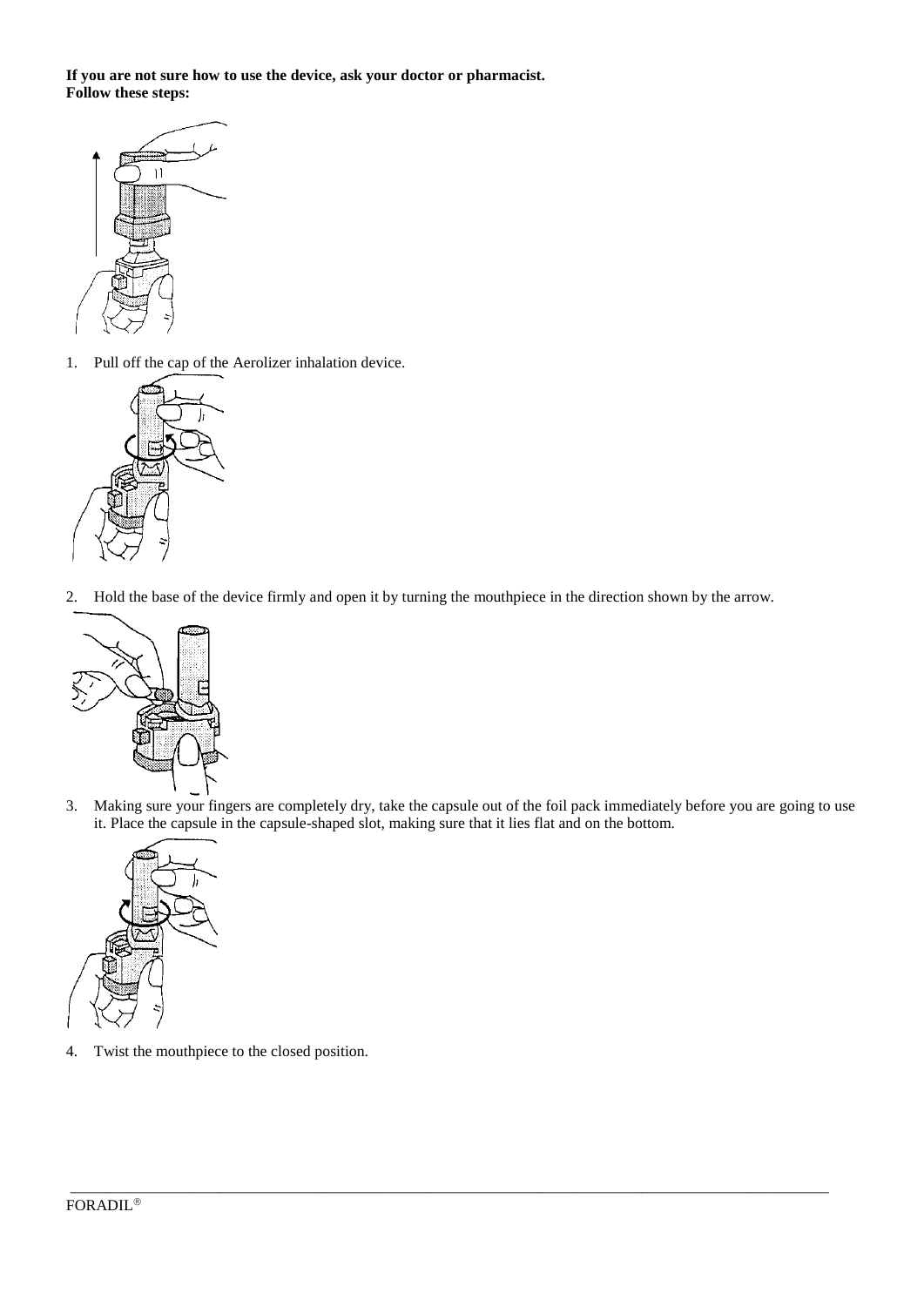**If you are not sure how to use the device, ask your doctor or pharmacist.**
**Follow these steps:**

1. Pull off the cap of the Aerolizer inhalation device.

2. Hold the base of the device firmly and open it by turning the mouthpiece in the direction shown by the arrow.

3. Making sure your fingers are completely dry, take the capsule out of the foil pack immediately before you are going to use it. Place the capsule in the capsule-shaped slot, making sure that it lies flat and on the bottom.

4. Twist the mouthpiece to the closed position.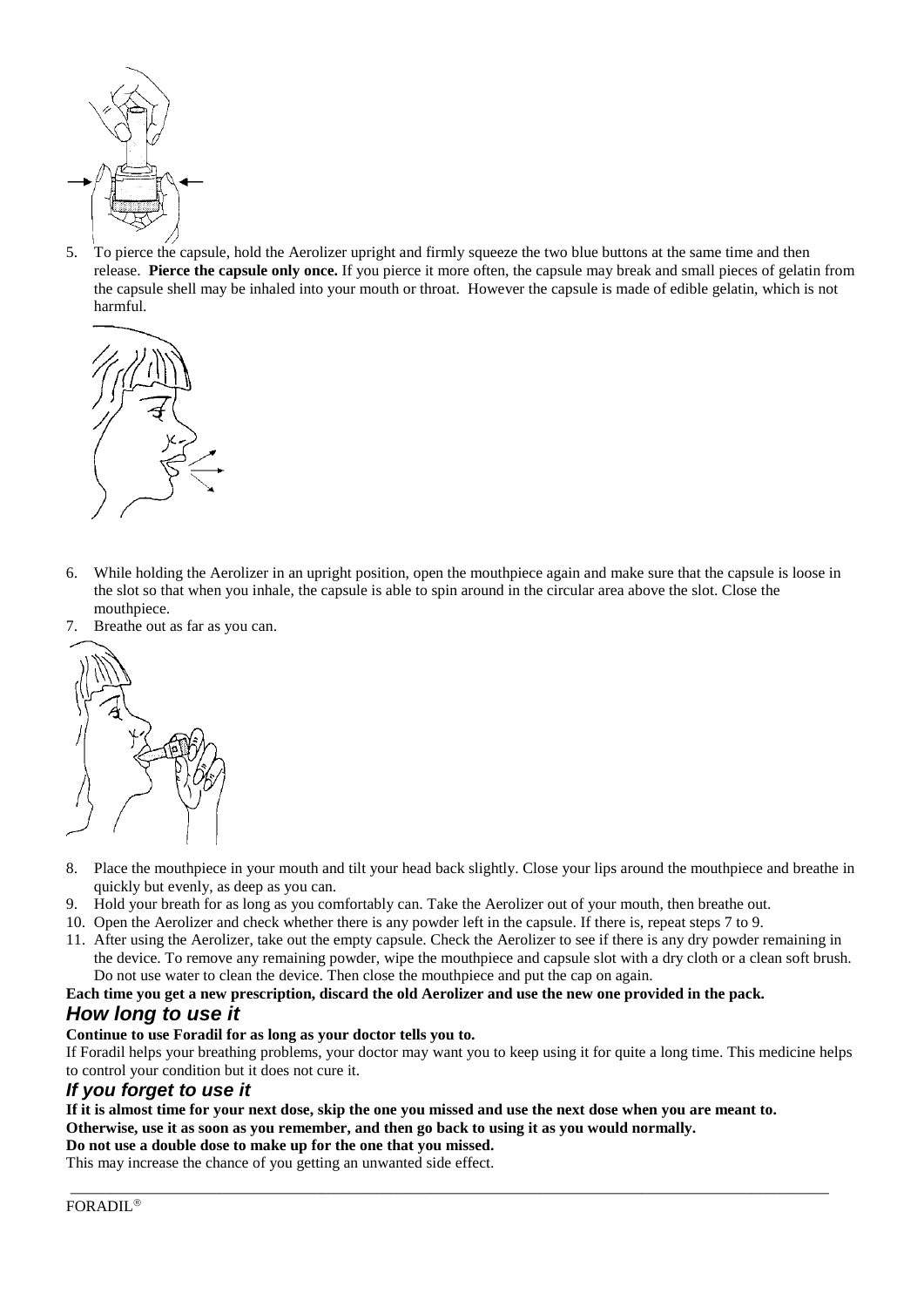5. To pierce the capsule, hold the Aerolizer upright and firmly squeeze the two blue buttons at the same time and then release. **Pierce the capsule only once.** If you pierce it more often, the capsule may break and small pieces of gelatin from the capsule shell may be inhaled into your mouth or throat. However the capsule is made of edible gelatin, which is not harmful.

6. While holding the Aerolizer in an upright position, open the mouthpiece again and make sure that the capsule is loose in the slot so that when you inhale, the capsule is able to spin around in the circular area above the slot. Close the mouthpiece.
7. Breathe out as far as you can.

8. Place the mouthpiece in your mouth and tilt your head back slightly. Close your lips around the mouthpiece and breathe in quickly but evenly, as deep as you can.
9. Hold your breath for as long as you comfortably can. Take the Aerolizer out of your mouth, then breathe out.
10. Open the Aerolizer and check whether there is any powder left in the capsule. If there is, repeat steps 7 to 9.
11. After using the Aerolizer, take out the empty capsule. Check the Aerolizer to see if there is any dry powder remaining in the device. To remove any remaining powder, wipe the mouthpiece and capsule slot with a dry cloth or a clean soft brush. Do not use water to clean the device. Then close the mouthpiece and put the cap on again.

**Each time you get a new prescription, discard the old Aerolizer and use the new one provided in the pack.**

### *How long to use it*

**Continue to use Foradil for as long as your doctor tells you to.**

If Foradil helps your breathing problems, your doctor may want you to keep using it for quite a long time. This medicine helps to control your condition but it does not cure it.

### *If you forget to use it*

**If it is almost time for your next dose, skip the one you missed and use the next dose when you are meant to.**
**Otherwise, use it as soon as you remember, and then go back to using it as you would normally.**
**Do not use a double dose to make up for the one that you missed.**

This may increase the chance of you getting an unwanted side effect.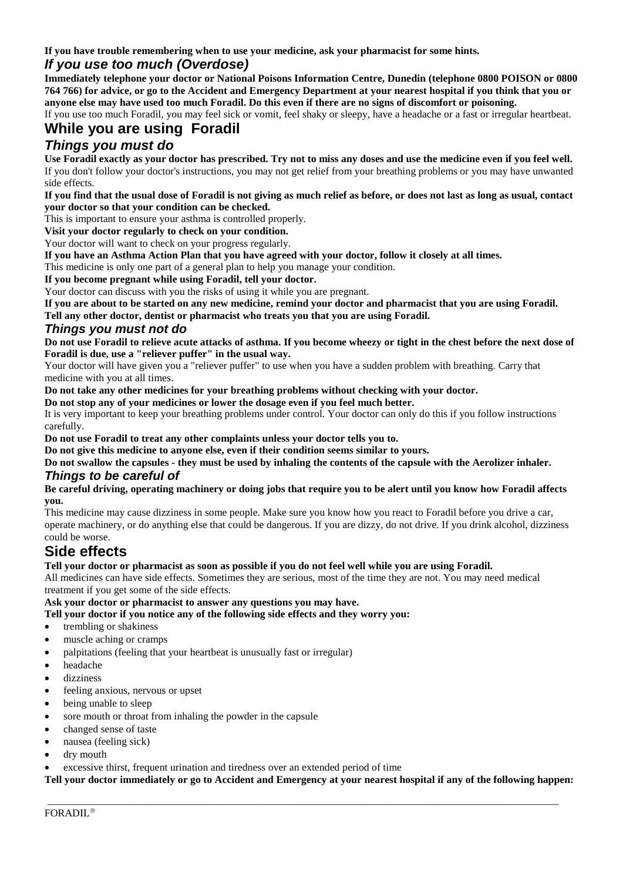**If you have trouble remembering when to use your medicine, ask your pharmacist for some hints.**

### *If you use too much (Overdose)*

**Immediately telephone your doctor or National Poisons Information Centre, Dunedin (telephone 0800 POISON or 0800 764 766) for advice, or go to the Accident and Emergency Department at your nearest hospital if you think that you or anyone else may have used too much Foradil. Do this even if there are no signs of discomfort or poisoning.**

If you use too much Foradil, you may feel sick or vomit, feel shaky or sleepy, have a headache or a fast or irregular heartbeat.

## While you are using Foradil

### *Things you must do*

**Use Foradil exactly as your doctor has prescribed. Try not to miss any doses and use the medicine even if you feel well.** If you don't follow your doctor's instructions, you may not get relief from your breathing problems or you may have unwanted side effects.

**If you find that the usual dose of Foradil is not giving as much relief as before, or does not last as long as usual, contact your doctor so that your condition can be checked.**

This is important to ensure your asthma is controlled properly.

**Visit your doctor regularly to check on your condition.**

Your doctor will want to check on your progress regularly.

**If you have an Asthma Action Plan that you have agreed with your doctor, follow it closely at all times.**

This medicine is only one part of a general plan to help you manage your condition.

**If you become pregnant while using Foradil, tell your doctor.**

Your doctor can discuss with you the risks of using it while you are pregnant.

**If you are about to be started on any new medicine, remind your doctor and pharmacist that you are using Foradil.**

**Tell any other doctor, dentist or pharmacist who treats you that you are using Foradil.**

### *Things you must not do*

**Do not use Foradil to relieve acute attacks of asthma. If you become wheezy or tight in the chest before the next dose of Foradil is due, use a "reliever puffer" in the usual way.**

Your doctor will have given you a "reliever puffer" to use when you have a sudden problem with breathing. Carry that medicine with you at all times.

**Do not take any other medicines for your breathing problems without checking with your doctor.**

**Do not stop any of your medicines or lower the dosage even if you feel much better.**

It is very important to keep your breathing problems under control. Your doctor can only do this if you follow instructions carefully.

**Do not use Foradil to treat any other complaints unless your doctor tells you to.**

**Do not give this medicine to anyone else, even if their condition seems similar to yours.**

**Do not swallow the capsules - they must be used by inhaling the contents of the capsule with the Aerolizer inhaler.**

### *Things to be careful of*

**Be careful driving, operating machinery or doing jobs that require you to be alert until you know how Foradil affects you.**

This medicine may cause dizziness in some people. Make sure you know how you react to Foradil before you drive a car, operate machinery, or do anything else that could be dangerous. If you are dizzy, do not drive. If you drink alcohol, dizziness could be worse.

## Side effects

**Tell your doctor or pharmacist as soon as possible if you do not feel well while you are using Foradil.**

All medicines can have side effects. Sometimes they are serious, most of the time they are not. You may need medical treatment if you get some of the side effects.

**Ask your doctor or pharmacist to answer any questions you may have.**

**Tell your doctor if you notice any of the following side effects and they worry you:**

- trembling or shakiness
- muscle aching or cramps
- palpitations (feeling that your heartbeat is unusually fast or irregular)
- headache
- dizziness
- feeling anxious, nervous or upset
- being unable to sleep
- sore mouth or throat from inhaling the powder in the capsule
- changed sense of taste
- nausea (feeling sick)
- dry mouth
- excessive thirst, frequent urination and tiredness over an extended period of time

**Tell your doctor immediately or go to Accident and Emergency at your nearest hospital if any of the following happen:**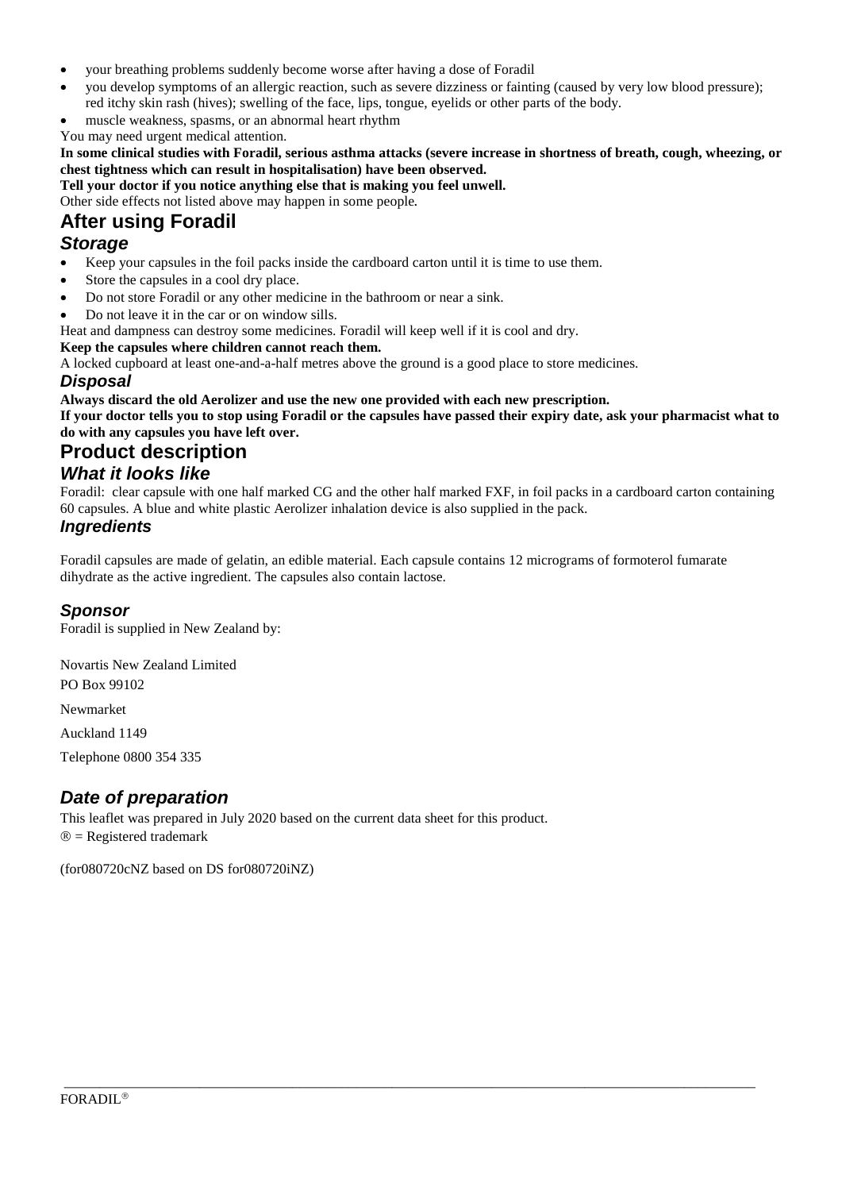- your breathing problems suddenly become worse after having a dose of Foradil
- you develop symptoms of an allergic reaction, such as severe dizziness or fainting (caused by very low blood pressure); red itchy skin rash (hives); swelling of the face, lips, tongue, eyelids or other parts of the body.
- muscle weakness, spasms, or an abnormal heart rhythm

You may need urgent medical attention.

**In some clinical studies with Foradil, serious asthma attacks (severe increase in shortness of breath, cough, wheezing, or chest tightness which can result in hospitalisation) have been observed.**

**Tell your doctor if you notice anything else that is making you feel unwell.**

Other side effects not listed above may happen in some people.

## After using Foradil

### *Storage*

- Keep your capsules in the foil packs inside the cardboard carton until it is time to use them.
- Store the capsules in a cool dry place.
- Do not store Foradil or any other medicine in the bathroom or near a sink.
- Do not leave it in the car or on window sills.

Heat and dampness can destroy some medicines. Foradil will keep well if it is cool and dry.

**Keep the capsules where children cannot reach them.**

A locked cupboard at least one-and-a-half metres above the ground is a good place to store medicines.

### *Disposal*

**Always discard the old Aerolizer and use the new one provided with each new prescription.**

**If your doctor tells you to stop using Foradil or the capsules have passed their expiry date, ask your pharmacist what to do with any capsules you have left over.**

## Product description

### *What it looks like*

Foradil: clear capsule with one half marked CG and the other half marked FXF, in foil packs in a cardboard carton containing 60 capsules. A blue and white plastic Aerolizer inhalation device is also supplied in the pack.

### *Ingredients*

Foradil capsules are made of gelatin, an edible material. Each capsule contains 12 micrograms of formoterol fumarate dihydrate as the active ingredient. The capsules also contain lactose.

### *Sponsor*

Foradil is supplied in New Zealand by:

Novartis New Zealand Limited

PO Box 99102

Newmarket

Auckland 1149

Telephone 0800 354 335

### *Date of preparation*

This leaflet was prepared in July 2020 based on the current data sheet for this product.

® = Registered trademark

(for080720cNZ based on DS for080720iNZ)